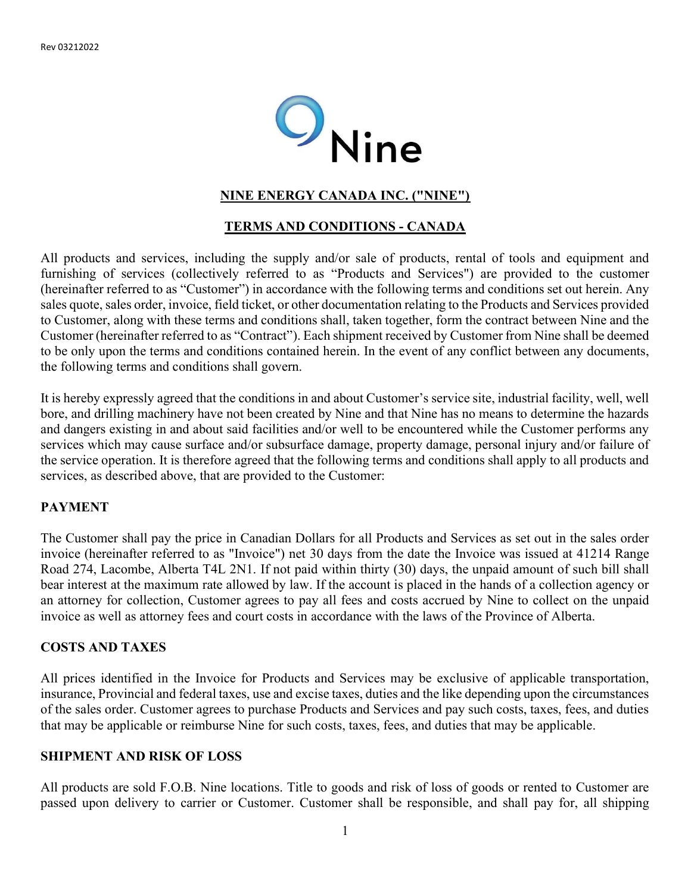Rev 03212022

Nine

# NINE ENERGY CANADA INC. ("NINE")

## TERMS AND CONDITIONS - CANADA

All products and services, including the supply and/or sale of products, rental of tools and equipment and furnishing of services (collectively referred to as "Products and Services") are provided to the customer (hereinafter referred to as "Customer") in accordance with the following terms and conditions set out herein. Any sales quote, sales order, invoice, field ticket, or other documentation relating to the Products and Services provided to Customer, along with these terms and conditions shall, taken together, form the contract between Nine and the Customer (hereinafter referred to as "Contract"). Each shipment received by Customer from Nine shall be deemed to be only upon the terms and conditions contained herein. In the event of any conflict between any documents, the following terms and conditions shall govern.

It is hereby expressly agreed that the conditions in and about Customer's service site, industrial facility, well, well bore, and drilling machinery have not been created by Nine and that Nine has no means to determine the hazards and dangers existing in and about said facilities and/or well to be encountered while the Customer performs any services which may cause surface and/or subsurface damage, property damage, personal injury and/or failure of the service operation. It is therefore agreed that the following terms and conditions shall apply to all products and services, as described above, that are provided to the Customer:

### PAYMENT

The Customer shall pay the price in Canadian Dollars for all Products and Services as set out in the sales order invoice (hereinafter referred to as "Invoice") net 30 days from the date the Invoice was issued at 41214 Range Road 274, Lacombe, Alberta T4L 2N1. If not paid within thirty (30) days, the unpaid amount of such bill shall bear interest at the maximum rate allowed by law. If the account is placed in the hands of a collection agency or an attorney for collection, Customer agrees to pay all fees and costs accrued by Nine to collect on the unpaid invoice as well as attorney fees and court costs in accordance with the laws of the Province of Alberta.

### COSTS AND TAXES

All prices identified in the Invoice for Products and Services may be exclusive of applicable transportation, insurance, Provincial and federal taxes, use and excise taxes, duties and the like depending upon the circumstances of the sales order. Customer agrees to purchase Products and Services and pay such costs, taxes, fees, and duties that may be applicable or reimburse Nine for such costs, taxes, fees, and duties that may be applicable.

### SHIPMENT AND RISK OF LOSS

All products are sold F.O.B. Nine locations. Title to goods and risk of loss of goods or rented to Customer are passed upon delivery to carrier or Customer. Customer shall be responsible, and shall pay for, all shipping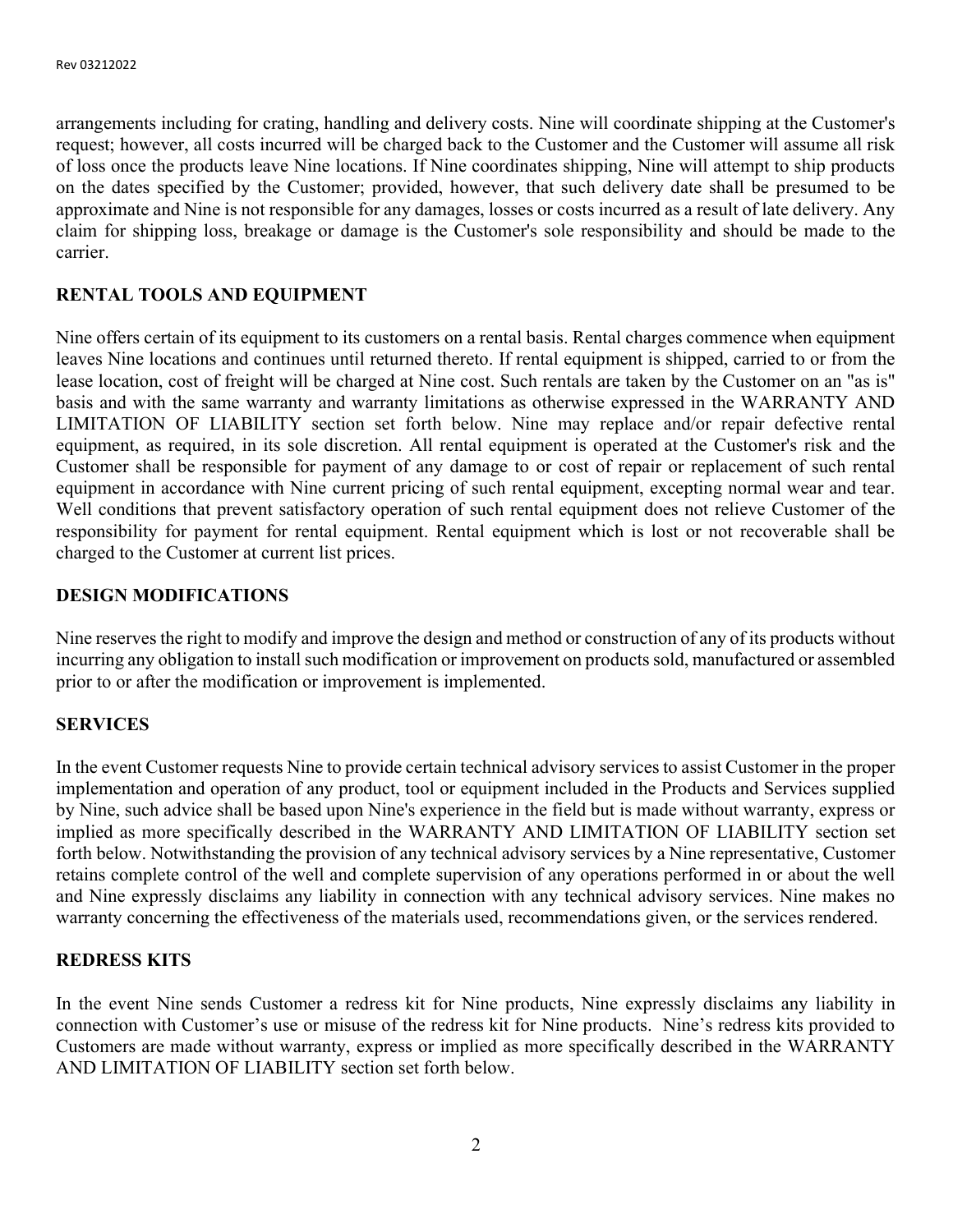arrangements including for crating, handling and delivery costs. Nine will coordinate shipping at the Customer's request; however, all costs incurred will be charged back to the Customer and the Customer will assume all risk of loss once the products leave Nine locations. If Nine coordinates shipping, Nine will attempt to ship products on the dates specified by the Customer; provided, however, that such delivery date shall be presumed to be approximate and Nine is not responsible for any damages, losses or costs incurred as a result of late delivery. Any claim for shipping loss, breakage or damage is the Customer's sole responsibility and should be made to the carrier.

## RENTAL TOOLS AND EQUIPMENT

Nine offers certain of its equipment to its customers on a rental basis. Rental charges commence when equipment leaves Nine locations and continues until returned thereto. If rental equipment is shipped, carried to or from the lease location, cost of freight will be charged at Nine cost. Such rentals are taken by the Customer on an "as is" basis and with the same warranty and warranty limitations as otherwise expressed in the WARRANTY AND LIMITATION OF LIABILITY section set forth below. Nine may replace and/or repair defective rental equipment, as required, in its sole discretion. All rental equipment is operated at the Customer's risk and the Customer shall be responsible for payment of any damage to or cost of repair or replacement of such rental equipment in accordance with Nine current pricing of such rental equipment, excepting normal wear and tear. Well conditions that prevent satisfactory operation of such rental equipment does not relieve Customer of the responsibility for payment for rental equipment. Rental equipment which is lost or not recoverable shall be charged to the Customer at current list prices.

## DESIGN MODIFICATIONS

Nine reserves the right to modify and improve the design and method or construction of any of its products without incurring any obligation to install such modification or improvement on products sold, manufactured or assembled prior to or after the modification or improvement is implemented.

## SERVICES

In the event Customer requests Nine to provide certain technical advisory services to assist Customer in the proper implementation and operation of any product, tool or equipment included in the Products and Services supplied by Nine, such advice shall be based upon Nine's experience in the field but is made without warranty, express or implied as more specifically described in the WARRANTY AND LIMITATION OF LIABILITY section set forth below. Notwithstanding the provision of any technical advisory services by a Nine representative, Customer retains complete control of the well and complete supervision of any operations performed in or about the well and Nine expressly disclaims any liability in connection with any technical advisory services. Nine makes no warranty concerning the effectiveness of the materials used, recommendations given, or the services rendered.

## REDRESS KITS

In the event Nine sends Customer a redress kit for Nine products, Nine expressly disclaims any liability in connection with Customer's use or misuse of the redress kit for Nine products. Nine's redress kits provided to Customers are made without warranty, express or implied as more specifically described in the WARRANTY AND LIMITATION OF LIABILITY section set forth below.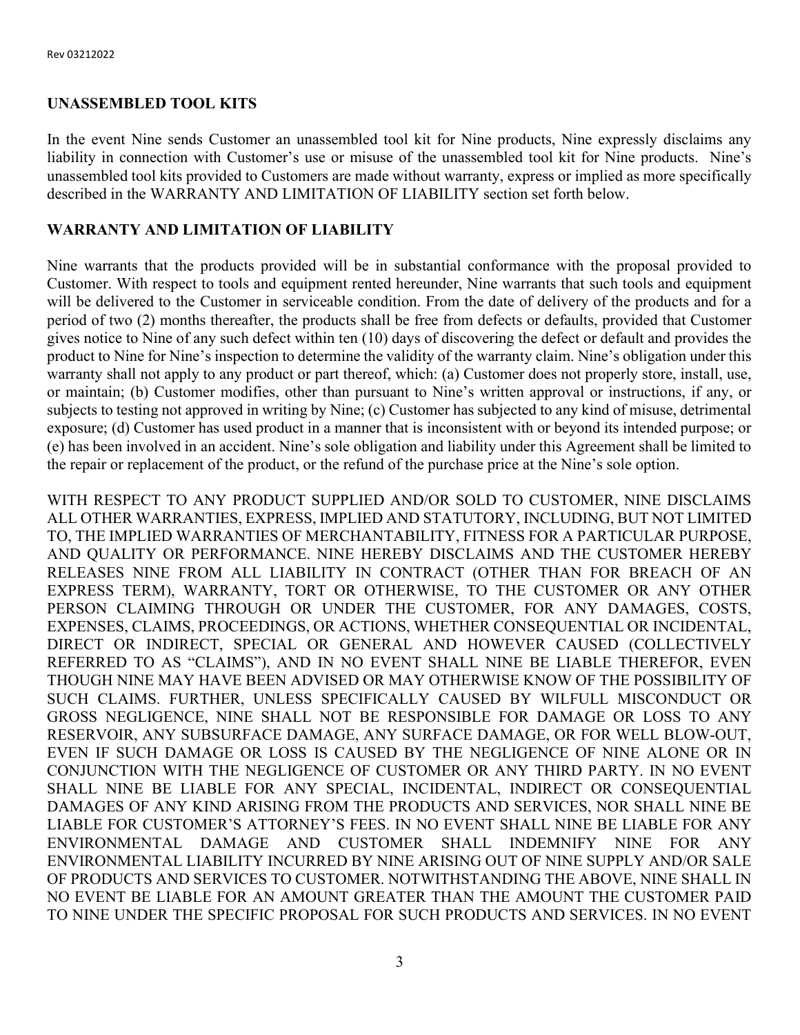## UNASSEMBLED TOOL KITS

In the event Nine sends Customer an unassembled tool kit for Nine products, Nine expressly disclaims any liability in connection with Customer's use or misuse of the unassembled tool kit for Nine products. Nine's unassembled tool kits provided to Customers are made without warranty, express or implied as more specifically described in the WARRANTY AND LIMITATION OF LIABILITY section set forth below.

## WARRANTY AND LIMITATION OF LIABILITY

Nine warrants that the products provided will be in substantial conformance with the proposal provided to Customer. With respect to tools and equipment rented hereunder, Nine warrants that such tools and equipment will be delivered to the Customer in serviceable condition. From the date of delivery of the products and for a period of two (2) months thereafter, the products shall be free from defects or defaults, provided that Customer gives notice to Nine of any such defect within ten (10) days of discovering the defect or default and provides the product to Nine for Nine's inspection to determine the validity of the warranty claim. Nine's obligation under this warranty shall not apply to any product or part thereof, which: (a) Customer does not properly store, install, use, or maintain; (b) Customer modifies, other than pursuant to Nine's written approval or instructions, if any, or subjects to testing not approved in writing by Nine; (c) Customer has subjected to any kind of misuse, detrimental exposure; (d) Customer has used product in a manner that is inconsistent with or beyond its intended purpose; or (e) has been involved in an accident. Nine's sole obligation and liability under this Agreement shall be limited to the repair or replacement of the product, or the refund of the purchase price at the Nine's sole option.

WITH RESPECT TO ANY PRODUCT SUPPLIED AND/OR SOLD TO CUSTOMER, NINE DISCLAIMS ALL OTHER WARRANTIES, EXPRESS, IMPLIED AND STATUTORY, INCLUDING, BUT NOT LIMITED TO, THE IMPLIED WARRANTIES OF MERCHANTABILITY, FITNESS FOR A PARTICULAR PURPOSE, AND QUALITY OR PERFORMANCE. NINE HEREBY DISCLAIMS AND THE CUSTOMER HEREBY RELEASES NINE FROM ALL LIABILITY IN CONTRACT (OTHER THAN FOR BREACH OF AN EXPRESS TERM), WARRANTY, TORT OR OTHERWISE, TO THE CUSTOMER OR ANY OTHER PERSON CLAIMING THROUGH OR UNDER THE CUSTOMER, FOR ANY DAMAGES, COSTS, EXPENSES, CLAIMS, PROCEEDINGS, OR ACTIONS, WHETHER CONSEQUENTIAL OR INCIDENTAL, DIRECT OR INDIRECT, SPECIAL OR GENERAL AND HOWEVER CAUSED (COLLECTIVELY REFERRED TO AS "CLAIMS"), AND IN NO EVENT SHALL NINE BE LIABLE THEREFOR, EVEN THOUGH NINE MAY HAVE BEEN ADVISED OR MAY OTHERWISE KNOW OF THE POSSIBILITY OF SUCH CLAIMS. FURTHER, UNLESS SPECIFICALLY CAUSED BY WILFULL MISCONDUCT OR GROSS NEGLIGENCE, NINE SHALL NOT BE RESPONSIBLE FOR DAMAGE OR LOSS TO ANY RESERVOIR, ANY SUBSURFACE DAMAGE, ANY SURFACE DAMAGE, OR FOR WELL BLOW-OUT, EVEN IF SUCH DAMAGE OR LOSS IS CAUSED BY THE NEGLIGENCE OF NINE ALONE OR IN CONJUNCTION WITH THE NEGLIGENCE OF CUSTOMER OR ANY THIRD PARTY. IN NO EVENT SHALL NINE BE LIABLE FOR ANY SPECIAL, INCIDENTAL, INDIRECT OR CONSEQUENTIAL DAMAGES OF ANY KIND ARISING FROM THE PRODUCTS AND SERVICES, NOR SHALL NINE BE LIABLE FOR CUSTOMER'S ATTORNEY'S FEES. IN NO EVENT SHALL NINE BE LIABLE FOR ANY ENVIRONMENTAL DAMAGE AND CUSTOMER SHALL INDEMNIFY NINE FOR ANY ENVIRONMENTAL LIABILITY INCURRED BY NINE ARISING OUT OF NINE SUPPLY AND/OR SALE OF PRODUCTS AND SERVICES TO CUSTOMER. NOTWITHSTANDING THE ABOVE, NINE SHALL IN NO EVENT BE LIABLE FOR AN AMOUNT GREATER THAN THE AMOUNT THE CUSTOMER PAID TO NINE UNDER THE SPECIFIC PROPOSAL FOR SUCH PRODUCTS AND SERVICES. IN NO EVENT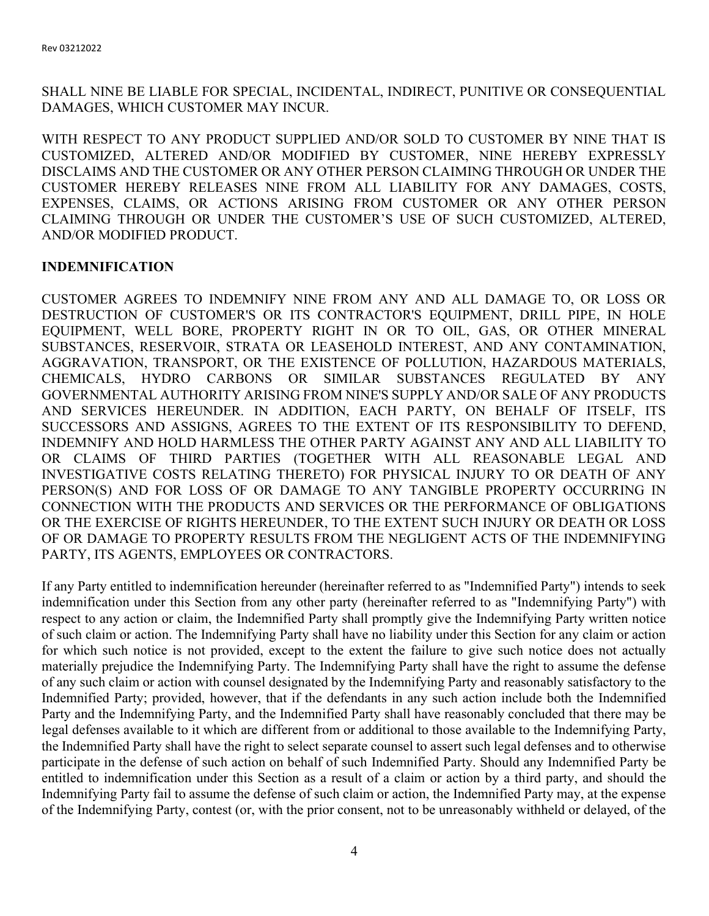SHALL NINE BE LIABLE FOR SPECIAL, INCIDENTAL, INDIRECT, PUNITIVE OR CONSEQUENTIAL DAMAGES, WHICH CUSTOMER MAY INCUR.

WITH RESPECT TO ANY PRODUCT SUPPLIED AND/OR SOLD TO CUSTOMER BY NINE THAT IS CUSTOMIZED, ALTERED AND/OR MODIFIED BY CUSTOMER, NINE HEREBY EXPRESSLY DISCLAIMS AND THE CUSTOMER OR ANY OTHER PERSON CLAIMING THROUGH OR UNDER THE CUSTOMER HEREBY RELEASES NINE FROM ALL LIABILITY FOR ANY DAMAGES, COSTS, EXPENSES, CLAIMS, OR ACTIONS ARISING FROM CUSTOMER OR ANY OTHER PERSON CLAIMING THROUGH OR UNDER THE CUSTOMER'S USE OF SUCH CUSTOMIZED, ALTERED, AND/OR MODIFIED PRODUCT.

**INDEMNIFICATION**

CUSTOMER AGREES TO INDEMNIFY NINE FROM ANY AND ALL DAMAGE TO, OR LOSS OR DESTRUCTION OF CUSTOMER'S OR ITS CONTRACTOR'S EQUIPMENT, DRILL PIPE, IN HOLE EQUIPMENT, WELL BORE, PROPERTY RIGHT IN OR TO OIL, GAS, OR OTHER MINERAL SUBSTANCES, RESERVOIR, STRATA OR LEASEHOLD INTEREST, AND ANY CONTAMINATION, AGGRAVATION, TRANSPORT, OR THE EXISTENCE OF POLLUTION, HAZARDOUS MATERIALS, CHEMICALS, HYDRO CARBONS OR SIMILAR SUBSTANCES REGULATED BY ANY GOVERNMENTAL AUTHORITY ARISING FROM NINE'S SUPPLY AND/OR SALE OF ANY PRODUCTS AND SERVICES HEREUNDER. IN ADDITION, EACH PARTY, ON BEHALF OF ITSELF, ITS SUCCESSORS AND ASSIGNS, AGREES TO THE EXTENT OF ITS RESPONSIBILITY TO DEFEND, INDEMNIFY AND HOLD HARMLESS THE OTHER PARTY AGAINST ANY AND ALL LIABILITY TO OR CLAIMS OF THIRD PARTIES (TOGETHER WITH ALL REASONABLE LEGAL AND INVESTIGATIVE COSTS RELATING THERETO) FOR PHYSICAL INJURY TO OR DEATH OF ANY PERSON(S) AND FOR LOSS OF OR DAMAGE TO ANY TANGIBLE PROPERTY OCCURRING IN CONNECTION WITH THE PRODUCTS AND SERVICES OR THE PERFORMANCE OF OBLIGATIONS OR THE EXERCISE OF RIGHTS HEREUNDER, TO THE EXTENT SUCH INJURY OR DEATH OR LOSS OF OR DAMAGE TO PROPERTY RESULTS FROM THE NEGLIGENT ACTS OF THE INDEMNIFYING PARTY, ITS AGENTS, EMPLOYEES OR CONTRACTORS.

If any Party entitled to indemnification hereunder (hereinafter referred to as "Indemnified Party") intends to seek indemnification under this Section from any other party (hereinafter referred to as "Indemnifying Party") with respect to any action or claim, the Indemnified Party shall promptly give the Indemnifying Party written notice of such claim or action. The Indemnifying Party shall have no liability under this Section for any claim or action for which such notice is not provided, except to the extent the failure to give such notice does not actually materially prejudice the Indemnifying Party. The Indemnifying Party shall have the right to assume the defense of any such claim or action with counsel designated by the Indemnifying Party and reasonably satisfactory to the Indemnified Party; provided, however, that if the defendants in any such action include both the Indemnified Party and the Indemnifying Party, and the Indemnified Party shall have reasonably concluded that there may be legal defenses available to it which are different from or additional to those available to the Indemnifying Party, the Indemnified Party shall have the right to select separate counsel to assert such legal defenses and to otherwise participate in the defense of such action on behalf of such Indemnified Party. Should any Indemnified Party be entitled to indemnification under this Section as a result of a claim or action by a third party, and should the Indemnifying Party fail to assume the defense of such claim or action, the Indemnified Party may, at the expense of the Indemnifying Party, contest (or, with the prior consent, not to be unreasonably withheld or delayed, of the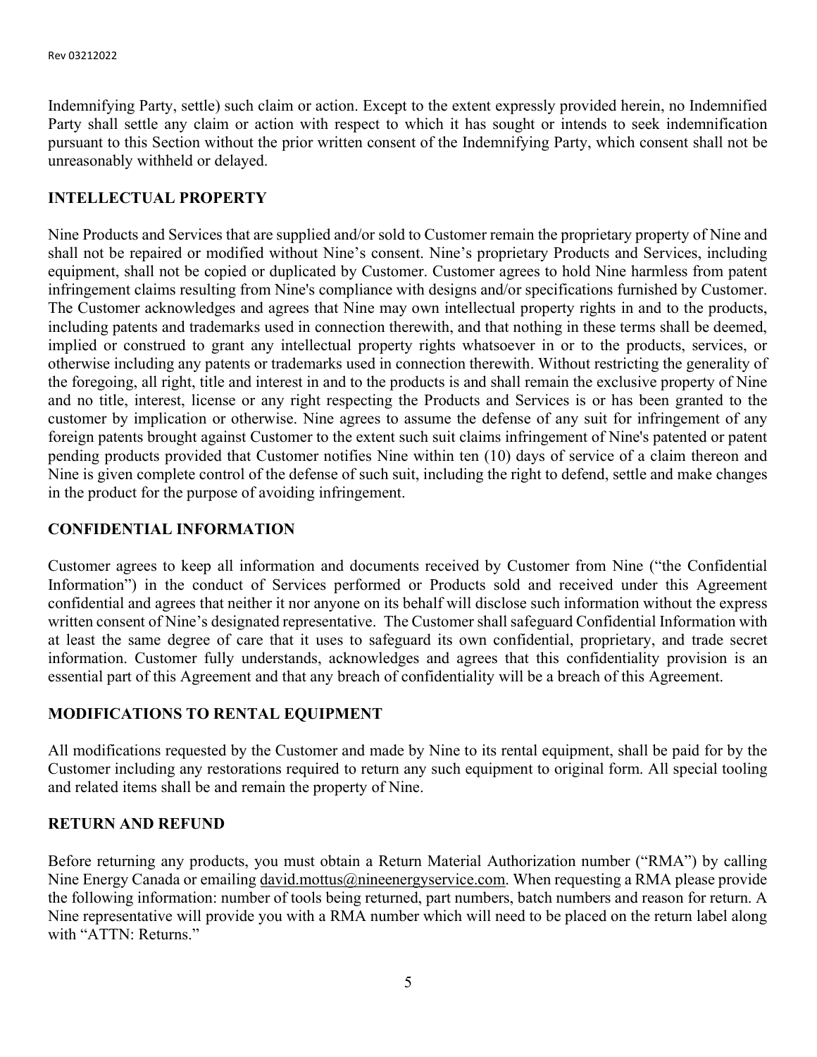Indemnifying Party, settle) such claim or action. Except to the extent expressly provided herein, no Indemnified Party shall settle any claim or action with respect to which it has sought or intends to seek indemnification pursuant to this Section without the prior written consent of the Indemnifying Party, which consent shall not be unreasonably withheld or delayed.

## INTELLECTUAL PROPERTY

Nine Products and Services that are supplied and/or sold to Customer remain the proprietary property of Nine and shall not be repaired or modified without Nine's consent. Nine's proprietary Products and Services, including equipment, shall not be copied or duplicated by Customer. Customer agrees to hold Nine harmless from patent infringement claims resulting from Nine's compliance with designs and/or specifications furnished by Customer. The Customer acknowledges and agrees that Nine may own intellectual property rights in and to the products, including patents and trademarks used in connection therewith, and that nothing in these terms shall be deemed, implied or construed to grant any intellectual property rights whatsoever in or to the products, services, or otherwise including any patents or trademarks used in connection therewith. Without restricting the generality of the foregoing, all right, title and interest in and to the products is and shall remain the exclusive property of Nine and no title, interest, license or any right respecting the Products and Services is or has been granted to the customer by implication or otherwise. Nine agrees to assume the defense of any suit for infringement of any foreign patents brought against Customer to the extent such suit claims infringement of Nine's patented or patent pending products provided that Customer notifies Nine within ten (10) days of service of a claim thereon and Nine is given complete control of the defense of such suit, including the right to defend, settle and make changes in the product for the purpose of avoiding infringement.

## CONFIDENTIAL INFORMATION

Customer agrees to keep all information and documents received by Customer from Nine ("the Confidential Information") in the conduct of Services performed or Products sold and received under this Agreement confidential and agrees that neither it nor anyone on its behalf will disclose such information without the express written consent of Nine's designated representative. The Customer shall safeguard Confidential Information with at least the same degree of care that it uses to safeguard its own confidential, proprietary, and trade secret information. Customer fully understands, acknowledges and agrees that this confidentiality provision is an essential part of this Agreement and that any breach of confidentiality will be a breach of this Agreement.

## MODIFICATIONS TO RENTAL EQUIPMENT

All modifications requested by the Customer and made by Nine to its rental equipment, shall be paid for by the Customer including any restorations required to return any such equipment to original form. All special tooling and related items shall be and remain the property of Nine.

## RETURN AND REFUND

Before returning any products, you must obtain a Return Material Authorization number ("RMA") by calling Nine Energy Canada or emailing david.mottus@nineenergyservice.com. When requesting a RMA please provide the following information: number of tools being returned, part numbers, batch numbers and reason for return. A Nine representative will provide you with a RMA number which will need to be placed on the return label along with "ATTN: Returns."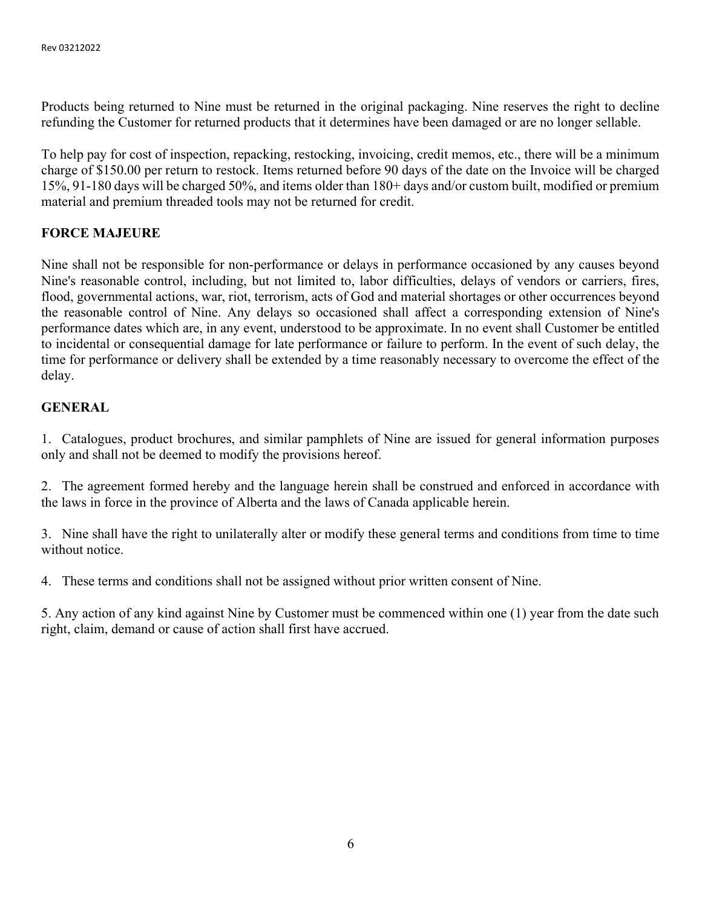Products being returned to Nine must be returned in the original packaging. Nine reserves the right to decline refunding the Customer for returned products that it determines have been damaged or are no longer sellable.

To help pay for cost of inspection, repacking, restocking, invoicing, credit memos, etc., there will be a minimum charge of $150.00 per return to restock. Items returned before 90 days of the date on the Invoice will be charged 15%, 91-180 days will be charged 50%, and items older than 180+ days and/or custom built, modified or premium material and premium threaded tools may not be returned for credit.

**FORCE MAJEURE**

Nine shall not be responsible for non-performance or delays in performance occasioned by any causes beyond Nine's reasonable control, including, but not limited to, labor difficulties, delays of vendors or carriers, fires, flood, governmental actions, war, riot, terrorism, acts of God and material shortages or other occurrences beyond the reasonable control of Nine. Any delays so occasioned shall affect a corresponding extension of Nine's performance dates which are, in any event, understood to be approximate. In no event shall Customer be entitled to incidental or consequential damage for late performance or failure to perform. In the event of such delay, the time for performance or delivery shall be extended by a time reasonably necessary to overcome the effect of the delay.

**GENERAL**

1. Catalogues, product brochures, and similar pamphlets of Nine are issued for general information purposes only and shall not be deemed to modify the provisions hereof.

2. The agreement formed hereby and the language herein shall be construed and enforced in accordance with the laws in force in the province of Alberta and the laws of Canada applicable herein.

3. Nine shall have the right to unilaterally alter or modify these general terms and conditions from time to time without notice.

4. These terms and conditions shall not be assigned without prior written consent of Nine.

5. Any action of any kind against Nine by Customer must be commenced within one (1) year from the date such right, claim, demand or cause of action shall first have accrued.